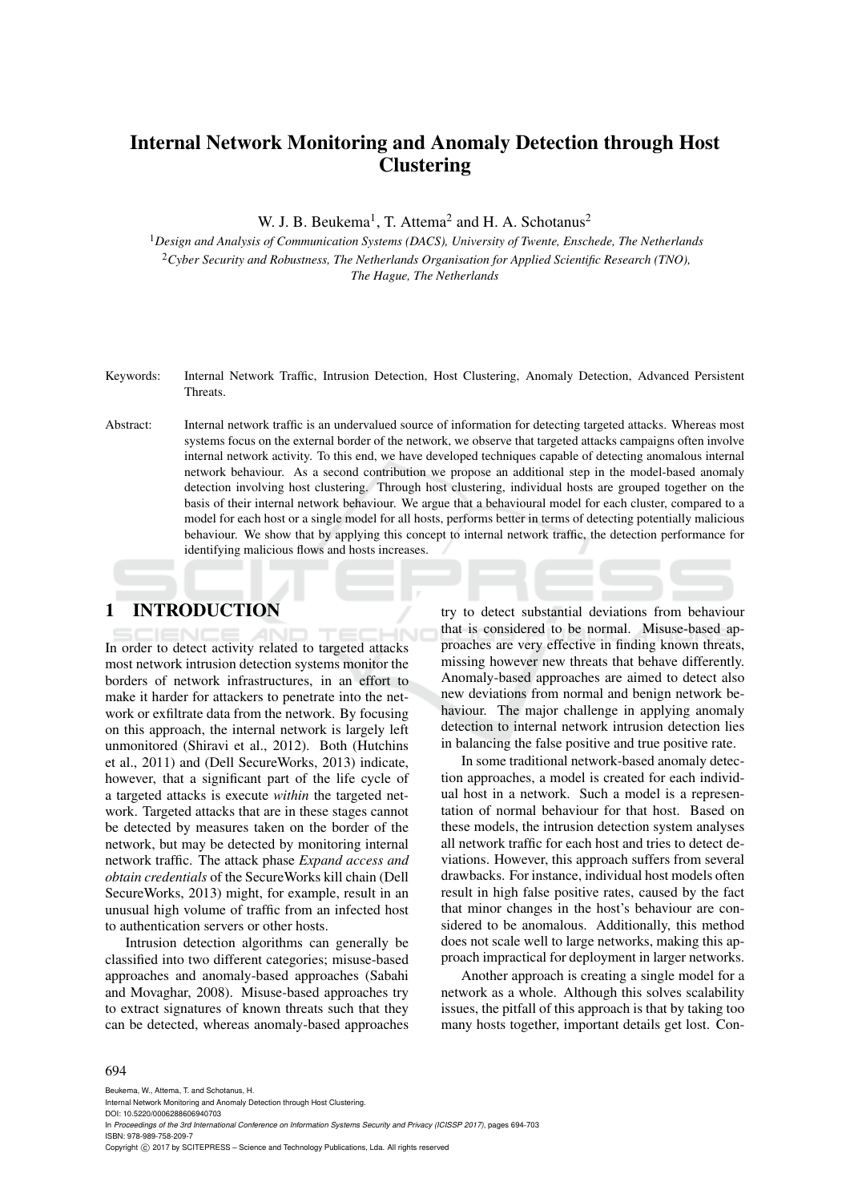# Internal Network Monitoring and Anomaly Detection through Host Clustering

W. J. B. Beukema[1], T. Attema[2] and H. A. Schotanus[2]

[1]*Design and Analysis of Communication Systems (DACS), University of Twente, Enschede, The Netherlands*
[2]*Cyber Security and Robustness, The Netherlands Organisation for Applied Scientific Research (TNO), The Hague, The Netherlands*

Keywords: Internal Network Traffic, Intrusion Detection, Host Clustering, Anomaly Detection, Advanced Persistent Threats.

Abstract: Internal network traffic is an undervalued source of information for detecting targeted attacks. Whereas most systems focus on the external border of the network, we observe that targeted attacks campaigns often involve internal network activity. To this end, we have developed techniques capable of detecting anomalous internal network behaviour. As a second contribution we propose an additional step in the model-based anomaly detection involving host clustering. Through host clustering, individual hosts are grouped together on the basis of their internal network behaviour. We argue that a behavioural model for each cluster, compared to a model for each host or a single model for all hosts, performs better in terms of detecting potentially malicious behaviour. We show that by applying this concept to internal network traffic, the detection performance for identifying malicious flows and hosts increases.

## 1 INTRODUCTION

In order to detect activity related to targeted attacks most network intrusion detection systems monitor the borders of network infrastructures, in an effort to make it harder for attackers to penetrate into the network or exfiltrate data from the network. By focusing on this approach, the internal network is largely left unmonitored (Shiravi et al., 2012). Both (Hutchins et al., 2011) and (Dell SecureWorks, 2013) indicate, however, that a significant part of the life cycle of a targeted attacks is execute *within* the targeted network. Targeted attacks that are in these stages cannot be detected by measures taken on the border of the network, but may be detected by monitoring internal network traffic. The attack phase *Expand access and obtain credentials* of the SecureWorks kill chain (Dell SecureWorks, 2013) might, for example, result in an unusual high volume of traffic from an infected host to authentication servers or other hosts.

Intrusion detection algorithms can generally be classified into two different categories; misuse-based approaches and anomaly-based approaches (Sabahi and Movaghar, 2008). Misuse-based approaches try to extract signatures of known threats such that they can be detected, whereas anomaly-based approaches try to detect substantial deviations from behaviour that is considered to be normal. Misuse-based approaches are very effective in finding known threats, missing however new threats that behave differently. Anomaly-based approaches are aimed to detect also new deviations from normal and benign network behaviour. The major challenge in applying anomaly detection to internal network intrusion detection lies in balancing the false positive and true positive rate.

In some traditional network-based anomaly detection approaches, a model is created for each individual host in a network. Such a model is a representation of normal behaviour for that host. Based on these models, the intrusion detection system analyses all network traffic for each host and tries to detect deviations. However, this approach suffers from several drawbacks. For instance, individual host models often result in high false positive rates, caused by the fact that minor changes in the host's behaviour are considered to be anomalous. Additionally, this method does not scale well to large networks, making this approach impractical for deployment in larger networks.

Another approach is creating a single model for a network as a whole. Although this solves scalability issues, the pitfall of this approach is that by taking too many hosts together, important details get lost. Con-

Beukema, W., Attema, T. and Schotanus, H.
Internal Network Monitoring and Anomaly Detection through Host Clustering.
DOI: 10.5220/0006288606940703
In *Proceedings of the 3rd International Conference on Information Systems Security and Privacy (ICISSP 2017)*, pages 694-703
ISBN: 978-989-758-209-7
Copyright © 2017 by SCITEPRESS – Science and Technology Publications, Lda. All rights reserved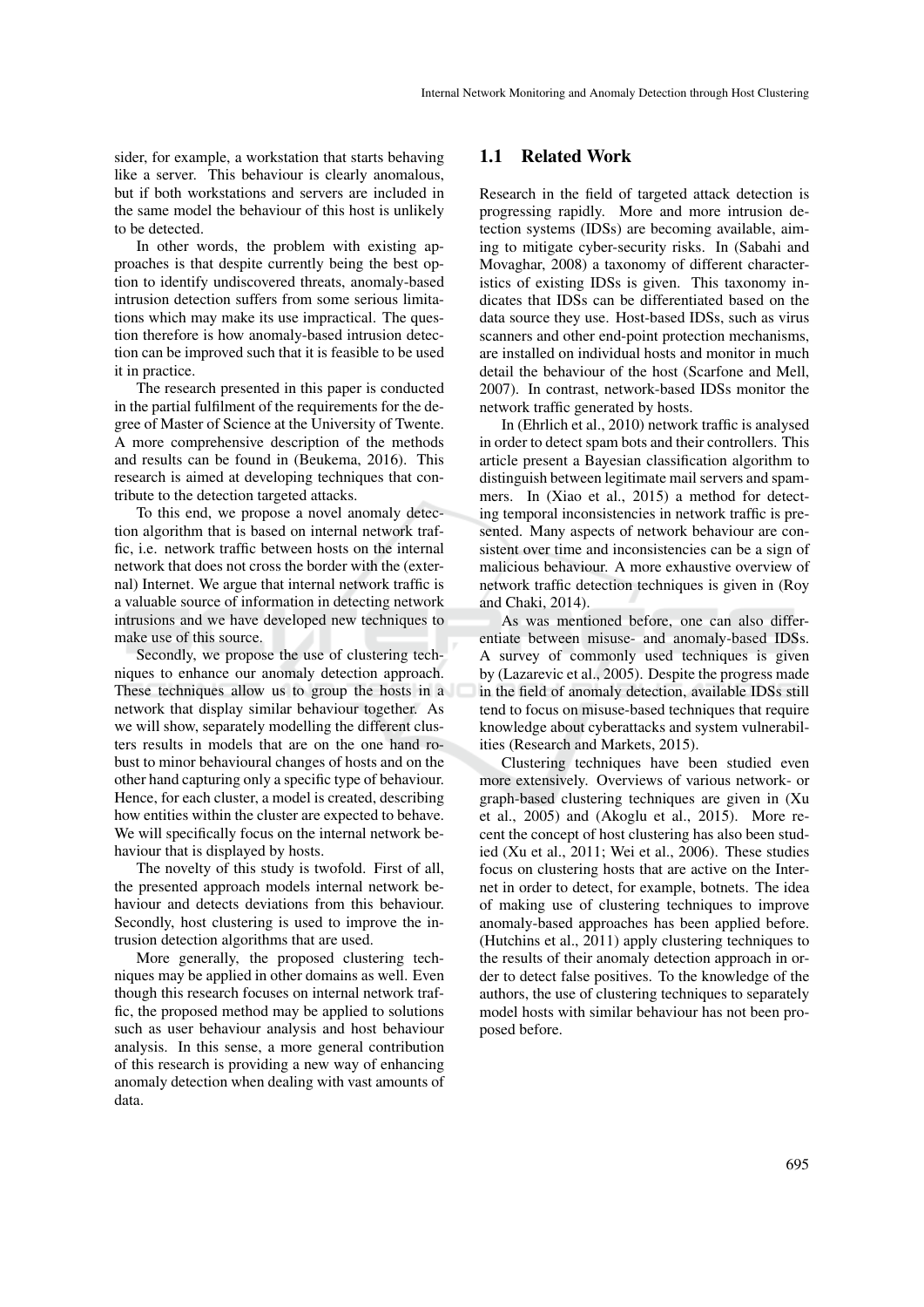sider, for example, a workstation that starts behaving like a server. This behaviour is clearly anomalous, but if both workstations and servers are included in the same model the behaviour of this host is unlikely to be detected.

In other words, the problem with existing approaches is that despite currently being the best option to identify undiscovered threats, anomaly-based intrusion detection suffers from some serious limitations which may make its use impractical. The question therefore is how anomaly-based intrusion detection can be improved such that it is feasible to be used it in practice.

The research presented in this paper is conducted in the partial fulfilment of the requirements for the degree of Master of Science at the University of Twente. A more comprehensive description of the methods and results can be found in (Beukema, 2016). This research is aimed at developing techniques that contribute to the detection targeted attacks.

To this end, we propose a novel anomaly detection algorithm that is based on internal network traffic, i.e. network traffic between hosts on the internal network that does not cross the border with the (external) Internet. We argue that internal network traffic is a valuable source of information in detecting network intrusions and we have developed new techniques to make use of this source.

Secondly, we propose the use of clustering techniques to enhance our anomaly detection approach. These techniques allow us to group the hosts in a network that display similar behaviour together. As we will show, separately modelling the different clusters results in models that are on the one hand robust to minor behavioural changes of hosts and on the other hand capturing only a specific type of behaviour. Hence, for each cluster, a model is created, describing how entities within the cluster are expected to behave. We will specifically focus on the internal network behaviour that is displayed by hosts.

The novelty of this study is twofold. First of all, the presented approach models internal network behaviour and detects deviations from this behaviour. Secondly, host clustering is used to improve the intrusion detection algorithms that are used.

More generally, the proposed clustering techniques may be applied in other domains as well. Even though this research focuses on internal network traffic, the proposed method may be applied to solutions such as user behaviour analysis and host behaviour analysis. In this sense, a more general contribution of this research is providing a new way of enhancing anomaly detection when dealing with vast amounts of data.

## 1.1 Related Work

Research in the field of targeted attack detection is progressing rapidly. More and more intrusion detection systems (IDSs) are becoming available, aiming to mitigate cyber-security risks. In (Sabahi and Movaghar, 2008) a taxonomy of different characteristics of existing IDSs is given. This taxonomy indicates that IDSs can be differentiated based on the data source they use. Host-based IDSs, such as virus scanners and other end-point protection mechanisms, are installed on individual hosts and monitor in much detail the behaviour of the host (Scarfone and Mell, 2007). In contrast, network-based IDSs monitor the network traffic generated by hosts.

In (Ehrlich et al., 2010) network traffic is analysed in order to detect spam bots and their controllers. This article present a Bayesian classification algorithm to distinguish between legitimate mail servers and spammers. In (Xiao et al., 2015) a method for detecting temporal inconsistencies in network traffic is presented. Many aspects of network behaviour are consistent over time and inconsistencies can be a sign of malicious behaviour. A more exhaustive overview of network traffic detection techniques is given in (Roy and Chaki, 2014).

As was mentioned before, one can also differentiate between misuse- and anomaly-based IDSs. A survey of commonly used techniques is given by (Lazarevic et al., 2005). Despite the progress made in the field of anomaly detection, available IDSs still tend to focus on misuse-based techniques that require knowledge about cyberattacks and system vulnerabilities (Research and Markets, 2015).

Clustering techniques have been studied even more extensively. Overviews of various network- or graph-based clustering techniques are given in (Xu et al., 2005) and (Akoglu et al., 2015). More recent the concept of host clustering has also been studied (Xu et al., 2011; Wei et al., 2006). These studies focus on clustering hosts that are active on the Internet in order to detect, for example, botnets. The idea of making use of clustering techniques to improve anomaly-based approaches has been applied before. (Hutchins et al., 2011) apply clustering techniques to the results of their anomaly detection approach in order to detect false positives. To the knowledge of the authors, the use of clustering techniques to separately model hosts with similar behaviour has not been proposed before.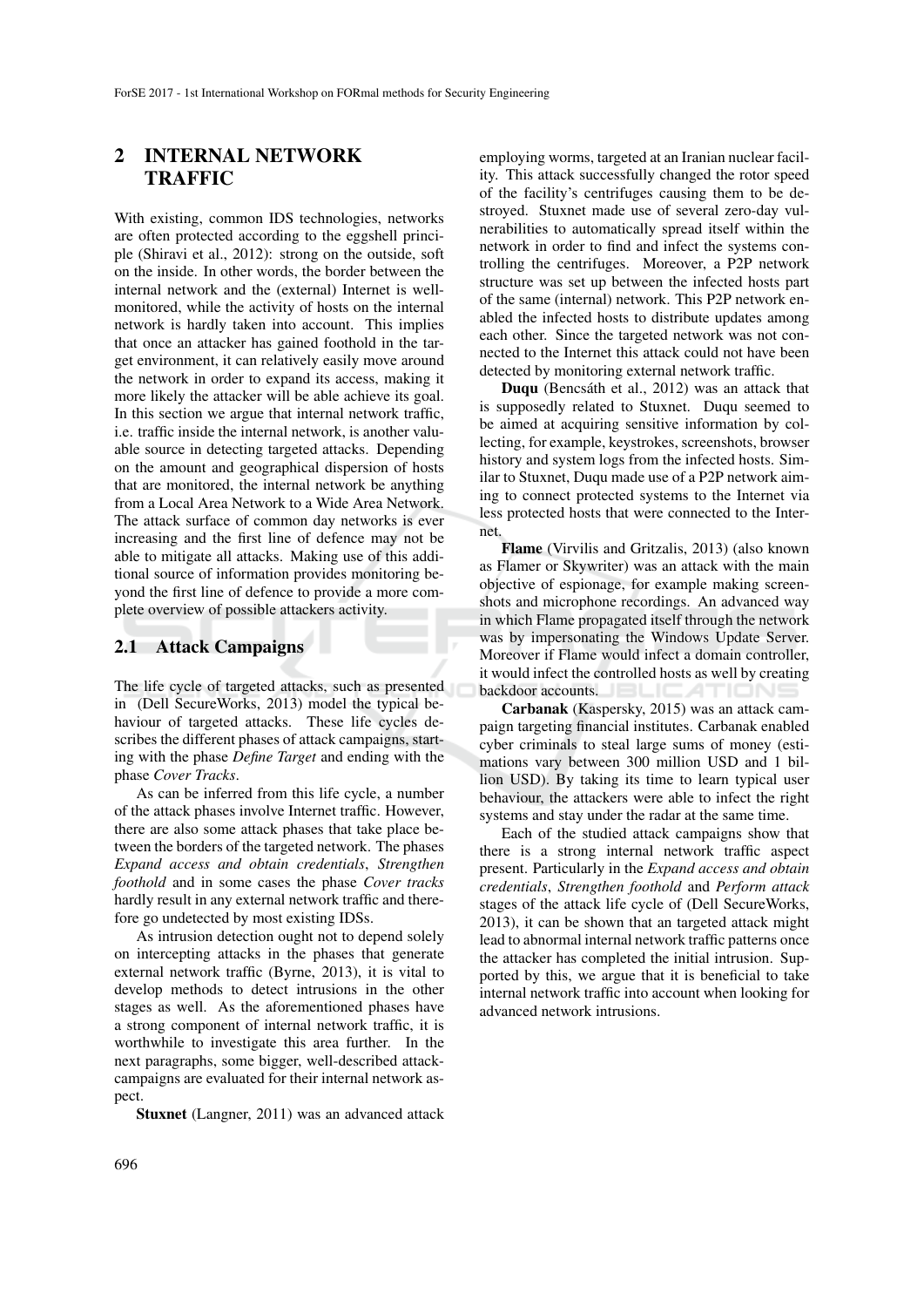## 2 INTERNAL NETWORK TRAFFIC

With existing, common IDS technologies, networks are often protected according to the eggshell principle (Shiravi et al., 2012): strong on the outside, soft on the inside. In other words, the border between the internal network and the (external) Internet is well-monitored, while the activity of hosts on the internal network is hardly taken into account. This implies that once an attacker has gained foothold in the target environment, it can relatively easily move around the network in order to expand its access, making it more likely the attacker will be able achieve its goal. In this section we argue that internal network traffic, i.e. traffic inside the internal network, is another valuable source in detecting targeted attacks. Depending on the amount and geographical dispersion of hosts that are monitored, the internal network be anything from a Local Area Network to a Wide Area Network. The attack surface of common day networks is ever increasing and the first line of defence may not be able to mitigate all attacks. Making use of this additional source of information provides monitoring beyond the first line of defence to provide a more complete overview of possible attackers activity.

### 2.1 Attack Campaigns

The life cycle of targeted attacks, such as presented in (Dell SecureWorks, 2013) model the typical behaviour of targeted attacks. These life cycles describes the different phases of attack campaigns, starting with the phase *Define Target* and ending with the phase *Cover Tracks*.

As can be inferred from this life cycle, a number of the attack phases involve Internet traffic. However, there are also some attack phases that take place between the borders of the targeted network. The phases *Expand access and obtain credentials*, *Strengthen foothold* and in some cases the phase *Cover tracks* hardly result in any external network traffic and therefore go undetected by most existing IDSs.

As intrusion detection ought not to depend solely on intercepting attacks in the phases that generate external network traffic (Byrne, 2013), it is vital to develop methods to detect intrusions in the other stages as well. As the aforementioned phases have a strong component of internal network traffic, it is worthwhile to investigate this area further. In the next paragraphs, some bigger, well-described attack-campaigns are evaluated for their internal network aspect.

**Stuxnet** (Langner, 2011) was an advanced attack employing worms, targeted at an Iranian nuclear facility. This attack successfully changed the rotor speed of the facility's centrifuges causing them to be destroyed. Stuxnet made use of several zero-day vulnerabilities to automatically spread itself within the network in order to find and infect the systems controlling the centrifuges. Moreover, a P2P network structure was set up between the infected hosts part of the same (internal) network. This P2P network enabled the infected hosts to distribute updates among each other. Since the targeted network was not connected to the Internet this attack could not have been detected by monitoring external network traffic.

**Duqu** (Bencsáth et al., 2012) was an attack that is supposedly related to Stuxnet. Duqu seemed to be aimed at acquiring sensitive information by collecting, for example, keystrokes, screenshots, browser history and system logs from the infected hosts. Similar to Stuxnet, Duqu made use of a P2P network aiming to connect protected systems to the Internet via less protected hosts that were connected to the Internet.

**Flame** (Virvilis and Gritzalis, 2013) (also known as Flamer or Skywriter) was an attack with the main objective of espionage, for example making screenshots and microphone recordings. An advanced way in which Flame propagated itself through the network was by impersonating the Windows Update Server. Moreover if Flame would infect a domain controller, it would infect the controlled hosts as well by creating backdoor accounts.

**Carbanak** (Kaspersky, 2015) was an attack campaign targeting financial institutes. Carbanak enabled cyber criminals to steal large sums of money (estimations vary between 300 million USD and 1 billion USD). By taking its time to learn typical user behaviour, the attackers were able to infect the right systems and stay under the radar at the same time.

Each of the studied attack campaigns show that there is a strong internal network traffic aspect present. Particularly in the *Expand access and obtain credentials*, *Strengthen foothold* and *Perform attack* stages of the attack life cycle of (Dell SecureWorks, 2013), it can be shown that an targeted attack might lead to abnormal internal network traffic patterns once the attacker has completed the initial intrusion. Supported by this, we argue that it is beneficial to take internal network traffic into account when looking for advanced network intrusions.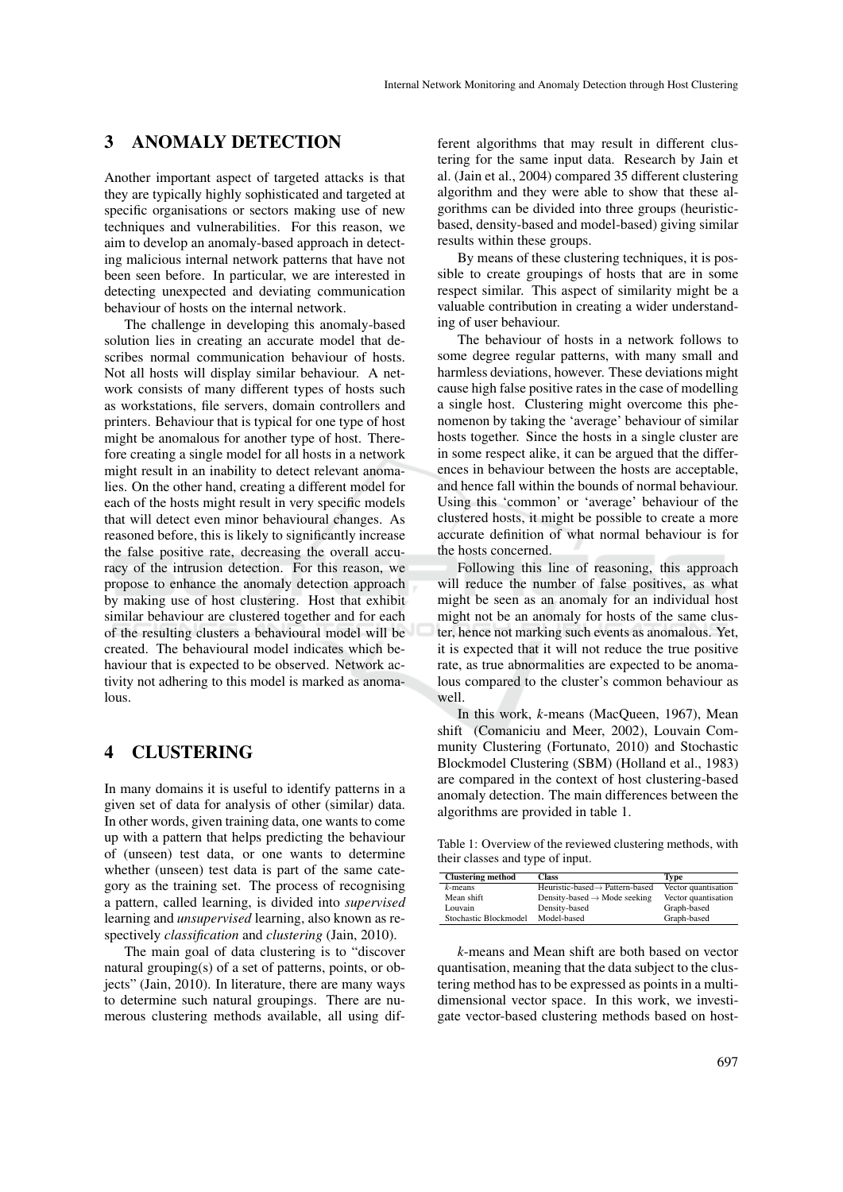## 3 ANOMALY DETECTION

Another important aspect of targeted attacks is that they are typically highly sophisticated and targeted at specific organisations or sectors making use of new techniques and vulnerabilities. For this reason, we aim to develop an anomaly-based approach in detecting malicious internal network patterns that have not been seen before. In particular, we are interested in detecting unexpected and deviating communication behaviour of hosts on the internal network.

The challenge in developing this anomaly-based solution lies in creating an accurate model that describes normal communication behaviour of hosts. Not all hosts will display similar behaviour. A network consists of many different types of hosts such as workstations, file servers, domain controllers and printers. Behaviour that is typical for one type of host might be anomalous for another type of host. Therefore creating a single model for all hosts in a network might result in an inability to detect relevant anomalies. On the other hand, creating a different model for each of the hosts might result in very specific models that will detect even minor behavioural changes. As reasoned before, this is likely to significantly increase the false positive rate, decreasing the overall accuracy of the intrusion detection. For this reason, we propose to enhance the anomaly detection approach by making use of host clustering. Host that exhibit similar behaviour are clustered together and for each of the resulting clusters a behavioural model will be created. The behavioural model indicates which behaviour that is expected to be observed. Network activity not adhering to this model is marked as anomalous.

## 4 CLUSTERING

In many domains it is useful to identify patterns in a given set of data for analysis of other (similar) data. In other words, given training data, one wants to come up with a pattern that helps predicting the behaviour of (unseen) test data, or one wants to determine whether (unseen) test data is part of the same category as the training set. The process of recognising a pattern, called learning, is divided into *supervised* learning and *unsupervised* learning, also known as respectively *classification* and *clustering* (Jain, 2010).

The main goal of data clustering is to "discover natural grouping(s) of a set of patterns, points, or objects" (Jain, 2010). In literature, there are many ways to determine such natural groupings. There are numerous clustering methods available, all using different algorithms that may result in different clustering for the same input data. Research by Jain et al. (Jain et al., 2004) compared 35 different clustering algorithm and they were able to show that these algorithms can be divided into three groups (heuristic-based, density-based and model-based) giving similar results within these groups.

By means of these clustering techniques, it is possible to create groupings of hosts that are in some respect similar. This aspect of similarity might be a valuable contribution in creating a wider understanding of user behaviour.

The behaviour of hosts in a network follows to some degree regular patterns, with many small and harmless deviations, however. These deviations might cause high false positive rates in the case of modelling a single host. Clustering might overcome this phenomenon by taking the 'average' behaviour of similar hosts together. Since the hosts in a single cluster are in some respect alike, it can be argued that the differences in behaviour between the hosts are acceptable, and hence fall within the bounds of normal behaviour. Using this 'common' or 'average' behaviour of the clustered hosts, it might be possible to create a more accurate definition of what normal behaviour is for the hosts concerned.

Following this line of reasoning, this approach will reduce the number of false positives, as what might be seen as an anomaly for an individual host might not be an anomaly for hosts of the same cluster, hence not marking such events as anomalous. Yet, it is expected that it will not reduce the true positive rate, as true abnormalities are expected to be anomalous compared to the cluster's common behaviour as well.

In this work, *k*-means (MacQueen, 1967), Mean shift (Comaniciu and Meer, 2002), Louvain Community Clustering (Fortunato, 2010) and Stochastic Blockmodel Clustering (SBM) (Holland et al., 1983) are compared in the context of host clustering-based anomaly detection. The main differences between the algorithms are provided in table 1.

Table 1: Overview of the reviewed clustering methods, with their classes and type of input.

| Clustering method | Class | Type |
|---|---|---|
| *k*-means | Heuristic-based $\rightarrow$ Pattern-based | Vector quantisation |
| Mean shift | Density-based $\rightarrow$ Mode seeking | Vector quantisation |
| Louvain | Density-based | Graph-based |
| Stochastic Blockmodel | Model-based | Graph-based |

*k*-means and Mean shift are both based on vector quantisation, meaning that the data subject to the clustering method has to be expressed as points in a multi-dimensional vector space. In this work, we investigate vector-based clustering methods based on host-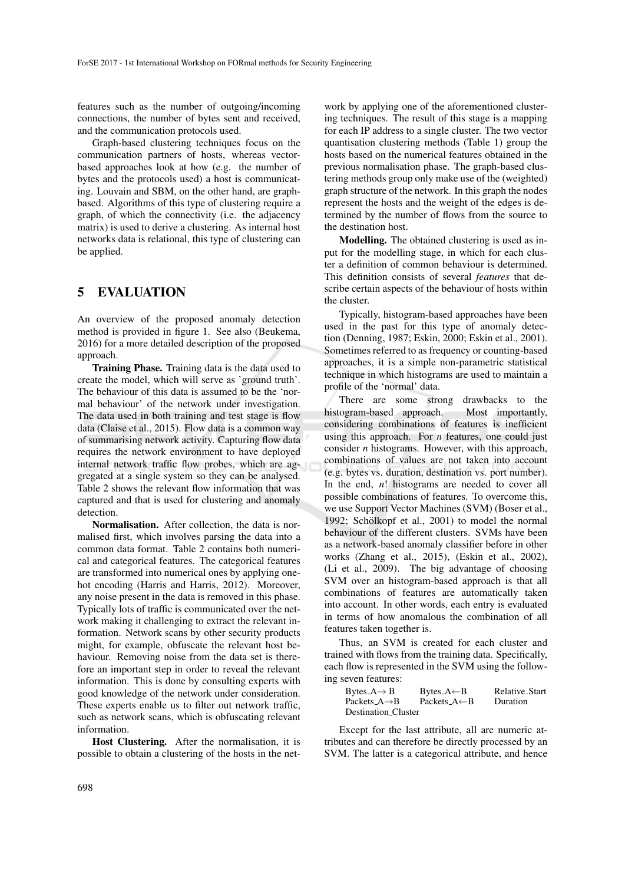features such as the number of outgoing/incoming connections, the number of bytes sent and received, and the communication protocols used.

Graph-based clustering techniques focus on the communication partners of hosts, whereas vector-based approaches look at how (e.g. the number of bytes and the protocols used) a host is communicating. Louvain and SBM, on the other hand, are graph-based. Algorithms of this type of clustering require a graph, of which the connectivity (i.e. the adjacency matrix) is used to derive a clustering. As internal host networks data is relational, this type of clustering can be applied.

## 5 EVALUATION

An overview of the proposed anomaly detection method is provided in figure 1. See also (Beukema, 2016) for a more detailed description of the proposed approach.

**Training Phase.** Training data is the data used to create the model, which will serve as 'ground truth'. The behaviour of this data is assumed to be the 'normal behaviour' of the network under investigation. The data used in both training and test stage is flow data (Claise et al., 2015). Flow data is a common way of summarising network activity. Capturing flow data requires the network environment to have deployed internal network traffic flow probes, which are aggregated at a single system so they can be analysed. Table 2 shows the relevant flow information that was captured and that is used for clustering and anomaly detection.

**Normalisation.** After collection, the data is normalised first, which involves parsing the data into a common data format. Table 2 contains both numerical and categorical features. The categorical features are transformed into numerical ones by applying one-hot encoding (Harris and Harris, 2012). Moreover, any noise present in the data is removed in this phase. Typically lots of traffic is communicated over the network making it challenging to extract the relevant information. Network scans by other security products might, for example, obfuscate the relevant host behaviour. Removing noise from the data set is therefore an important step in order to reveal the relevant information. This is done by consulting experts with good knowledge of the network under consideration. These experts enable us to filter out network traffic, such as network scans, which is obfuscating relevant information.

**Host Clustering.** After the normalisation, it is possible to obtain a clustering of the hosts in the network by applying one of the aforementioned clustering techniques. The result of this stage is a mapping for each IP address to a single cluster. The two vector quantisation clustering methods (Table 1) group the hosts based on the numerical features obtained in the previous normalisation phase. The graph-based clustering methods group only make use of the (weighted) graph structure of the network. In this graph the nodes represent the hosts and the weight of the edges is determined by the number of flows from the source to the destination host.

**Modelling.** The obtained clustering is used as input for the modelling stage, in which for each cluster a definition of common behaviour is determined. This definition consists of several *features* that describe certain aspects of the behaviour of hosts within the cluster.

Typically, histogram-based approaches have been used in the past for this type of anomaly detection (Denning, 1987; Eskin, 2000; Eskin et al., 2001). Sometimes referred to as frequency or counting-based approaches, it is a simple non-parametric statistical technique in which histograms are used to maintain a profile of the 'normal' data.

There are some strong drawbacks to the histogram-based approach. Most importantly, considering combinations of features is inefficient using this approach. For $n$ features, one could just consider $n$ histograms. However, with this approach, combinations of values are not taken into account (e.g. bytes vs. duration, destination vs. port number). In the end, $n!$ histograms are needed to cover all possible combinations of features. To overcome this, we use Support Vector Machines (SVM) (Boser et al., 1992; Schölkopf et al., 2001) to model the normal behaviour of the different clusters. SVMs have been as a network-based anomaly classifier before in other works (Zhang et al., 2015), (Eskin et al., 2002), (Li et al., 2009). The big advantage of choosing SVM over an histogram-based approach is that all combinations of features are automatically taken into account. In other words, each entry is evaluated in terms of how anomalous the combination of all features taken together is.

Thus, an SVM is created for each cluster and trained with flows from the training data. Specifically, each flow is represented in the SVM using the following seven features:

| | | |
|---|---|---|
| Bytes_A→ B | Bytes_A←B | Relative_Start |
| Packets_A→B | Packets_A←B | Duration |
| Destination_Cluster | | |

Except for the last attribute, all are numeric attributes and can therefore be directly processed by an SVM. The latter is a categorical attribute, and hence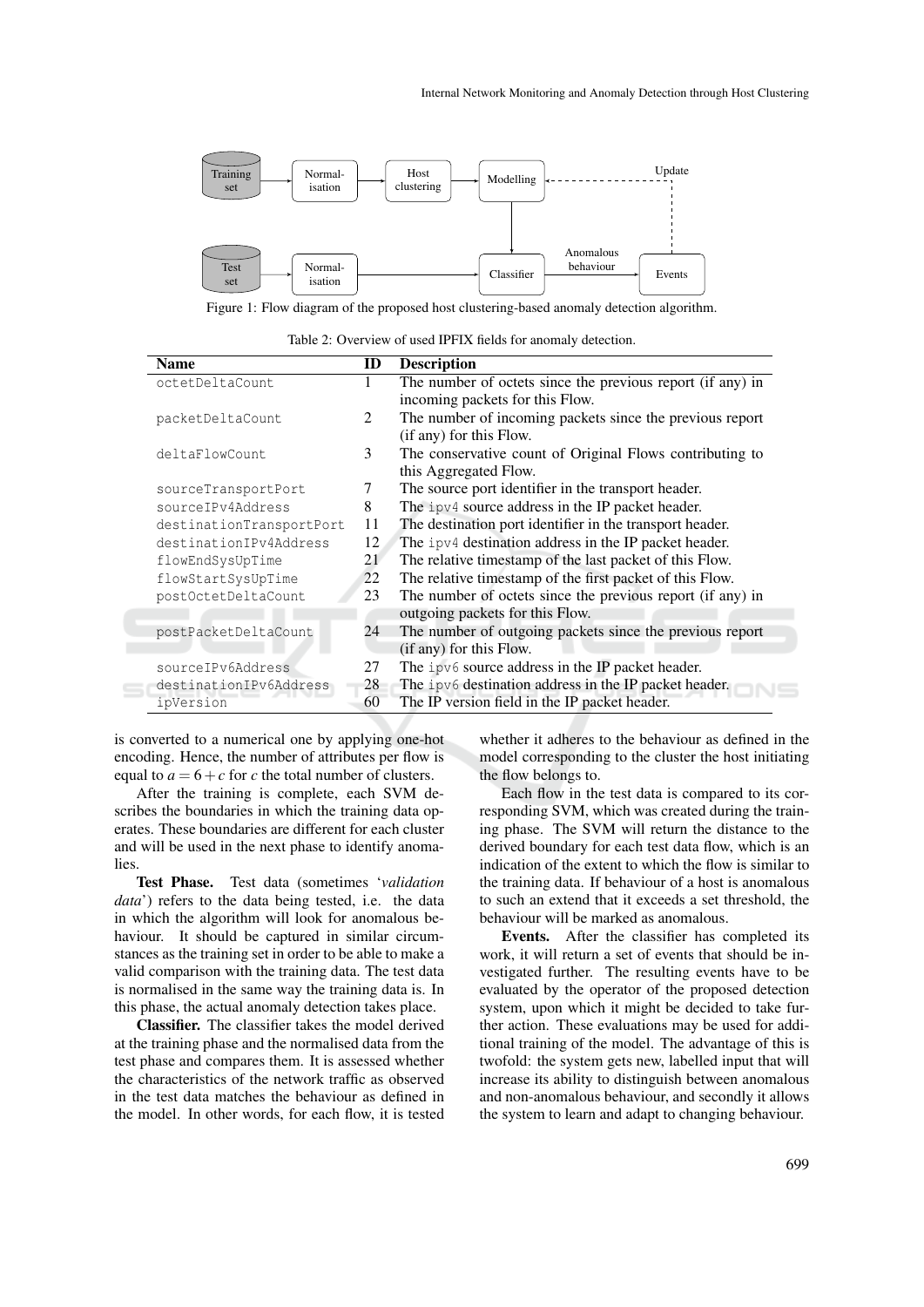Figure 1: Flow diagram of the proposed host clustering-based anomaly detection algorithm.

Table 2: Overview of used IPFIX fields for anomaly detection.

| Name | ID | Description |
|---|---|---|
| octetDeltaCount | 1 | The number of octets since the previous report (if any) in incoming packets for this Flow. |
| packetDeltaCount | 2 | The number of incoming packets since the previous report (if any) for this Flow. |
| deltaFlowCount | 3 | The conservative count of Original Flows contributing to this Aggregated Flow. |
| sourceTransportPort | 7 | The source port identifier in the transport header. |
| sourceIPv4Address | 8 | The ipv4 source address in the IP packet header. |
| destinationTransportPort | 11 | The destination port identifier in the transport header. |
| destinationIPv4Address | 12 | The ipv4 destination address in the IP packet header. |
| flowEndSysUpTime | 21 | The relative timestamp of the last packet of this Flow. |
| flowStartSysUpTime | 22 | The relative timestamp of the first packet of this Flow. |
| postOctetDeltaCount | 23 | The number of octets since the previous report (if any) in outgoing packets for this Flow. |
| postPacketDeltaCount | 24 | The number of outgoing packets since the previous report (if any) for this Flow. |
| sourceIPv6Address | 27 | The ipv6 source address in the IP packet header. |
| destinationIPv6Address | 28 | The ipv6 destination address in the IP packet header. |
| ipVersion | 60 | The IP version field in the IP packet header. |

is converted to a numerical one by applying one-hot encoding. Hence, the number of attributes per flow is equal to $a = 6 + c$ for $c$ the total number of clusters.

After the training is complete, each SVM describes the boundaries in which the training data operates. These boundaries are different for each cluster and will be used in the next phase to identify anomalies.

**Test Phase.** Test data (sometimes '*validation data*') refers to the data being tested, i.e. the data in which the algorithm will look for anomalous behaviour. It should be captured in similar circumstances as the training set in order to be able to make a valid comparison with the training data. The test data is normalised in the same way the training data is. In this phase, the actual anomaly detection takes place.

**Classifier.** The classifier takes the model derived at the training phase and the normalised data from the test phase and compares them. It is assessed whether the characteristics of the network traffic as observed in the test data matches the behaviour as defined in the model. In other words, for each flow, it is tested whether it adheres to the behaviour as defined in the model corresponding to the cluster the host initiating the flow belongs to.

Each flow in the test data is compared to its corresponding SVM, which was created during the training phase. The SVM will return the distance to the derived boundary for each test data flow, which is an indication of the extent to which the flow is similar to the training data. If behaviour of a host is anomalous to such an extend that it exceeds a set threshold, the behaviour will be marked as anomalous.

**Events.** After the classifier has completed its work, it will return a set of events that should be investigated further. The resulting events have to be evaluated by the operator of the proposed detection system, upon which it might be decided to take further action. These evaluations may be used for additional training of the model. The advantage of this is twofold: the system gets new, labelled input that will increase its ability to distinguish between anomalous and non-anomalous behaviour, and secondly it allows the system to learn and adapt to changing behaviour.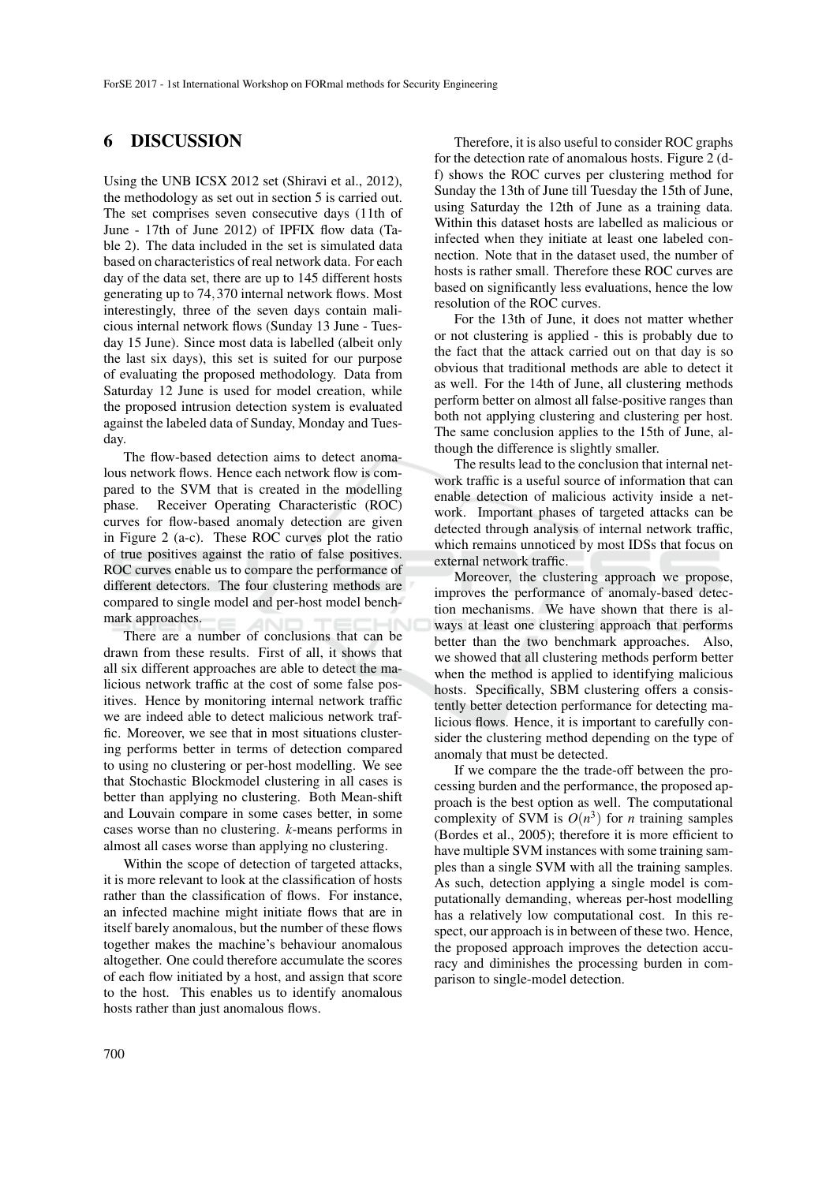## 6 DISCUSSION

Using the UNB ICSX 2012 set (Shiravi et al., 2012), the methodology as set out in section 5 is carried out. The set comprises seven consecutive days (11th of June - 17th of June 2012) of IPFIX flow data (Table 2). The data included in the set is simulated data based on characteristics of real network data. For each day of the data set, there are up to 145 different hosts generating up to 74,370 internal network flows. Most interestingly, three of the seven days contain malicious internal network flows (Sunday 13 June - Tuesday 15 June). Since most data is labelled (albeit only the last six days), this set is suited for our purpose of evaluating the proposed methodology. Data from Saturday 12 June is used for model creation, while the proposed intrusion detection system is evaluated against the labeled data of Sunday, Monday and Tuesday.

The flow-based detection aims to detect anomalous network flows. Hence each network flow is compared to the SVM that is created in the modelling phase. Receiver Operating Characteristic (ROC) curves for flow-based anomaly detection are given in Figure 2 (a-c). These ROC curves plot the ratio of true positives against the ratio of false positives. ROC curves enable us to compare the performance of different detectors. The four clustering methods are compared to single model and per-host model benchmark approaches.

There are a number of conclusions that can be drawn from these results. First of all, it shows that all six different approaches are able to detect the malicious network traffic at the cost of some false positives. Hence by monitoring internal network traffic we are indeed able to detect malicious network traffic. Moreover, we see that in most situations clustering performs better in terms of detection compared to using no clustering or per-host modelling. We see that Stochastic Blockmodel clustering in all cases is better than applying no clustering. Both Mean-shift and Louvain compare in some cases better, in some cases worse than no clustering. *k*-means performs in almost all cases worse than applying no clustering.

Within the scope of detection of targeted attacks, it is more relevant to look at the classification of hosts rather than the classification of flows. For instance, an infected machine might initiate flows that are in itself barely anomalous, but the number of these flows together makes the machine's behaviour anomalous altogether. One could therefore accumulate the scores of each flow initiated by a host, and assign that score to the host. This enables us to identify anomalous hosts rather than just anomalous flows.

Therefore, it is also useful to consider ROC graphs for the detection rate of anomalous hosts. Figure 2 (d-f) shows the ROC curves per clustering method for Sunday the 13th of June till Tuesday the 15th of June, using Saturday the 12th of June as a training data. Within this dataset hosts are labelled as malicious or infected when they initiate at least one labeled connection. Note that in the dataset used, the number of hosts is rather small. Therefore these ROC curves are based on significantly less evaluations, hence the low resolution of the ROC curves.

For the 13th of June, it does not matter whether or not clustering is applied - this is probably due to the fact that the attack carried out on that day is so obvious that traditional methods are able to detect it as well. For the 14th of June, all clustering methods perform better on almost all false-positive ranges than both not applying clustering and clustering per host. The same conclusion applies to the 15th of June, although the difference is slightly smaller.

The results lead to the conclusion that internal network traffic is a useful source of information that can enable detection of malicious activity inside a network. Important phases of targeted attacks can be detected through analysis of internal network traffic, which remains unnoticed by most IDSs that focus on external network traffic.

Moreover, the clustering approach we propose, improves the performance of anomaly-based detection mechanisms. We have shown that there is always at least one clustering approach that performs better than the two benchmark approaches. Also, we showed that all clustering methods perform better when the method is applied to identifying malicious hosts. Specifically, SBM clustering offers a consistently better detection performance for detecting malicious flows. Hence, it is important to carefully consider the clustering method depending on the type of anomaly that must be detected.

If we compare the the trade-off between the processing burden and the performance, the proposed approach is the best option as well. The computational complexity of SVM is $O(n^3)$ for $n$ training samples (Bordes et al., 2005); therefore it is more efficient to have multiple SVM instances with some training samples than a single SVM with all the training samples. As such, detection applying a single model is computationally demanding, whereas per-host modelling has a relatively low computational cost. In this respect, our approach is in between of these two. Hence, the proposed approach improves the detection accuracy and diminishes the processing burden in comparison to single-model detection.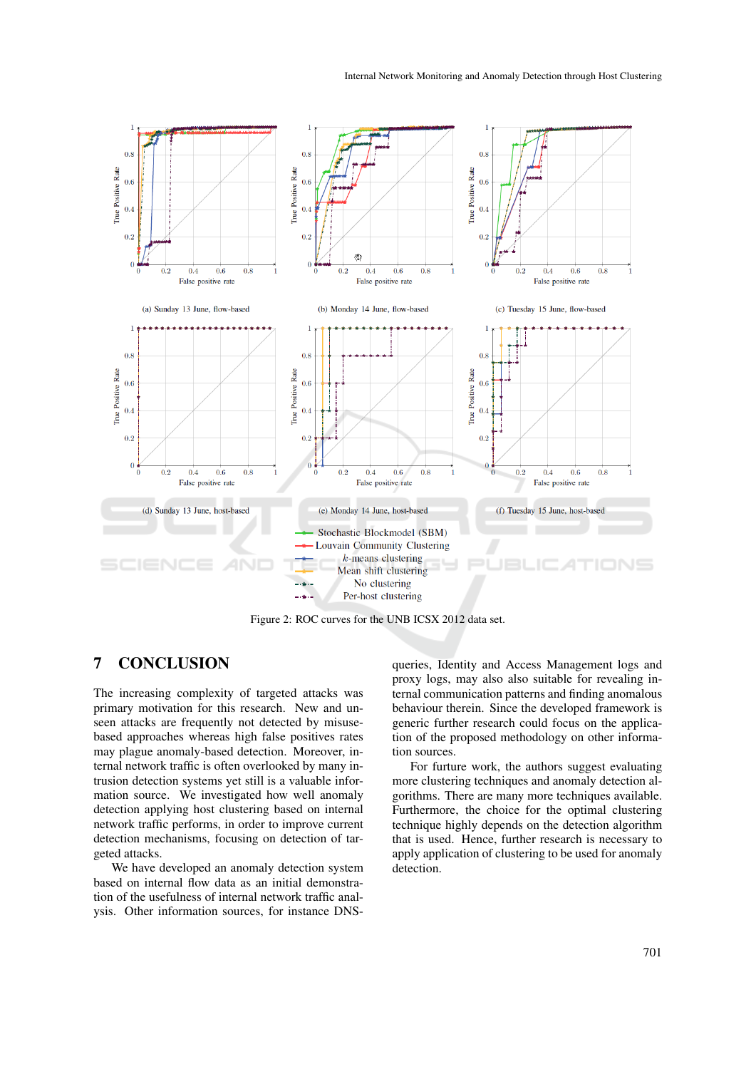(a) Sunday 13 June, flow-based

(b) Monday 14 June, flow-based

(c) Tuesday 15 June, flow-based

(d) Sunday 13 June, host-based

(e) Monday 14 June, host-based

(f) Tuesday 15 June, host-based

Figure 2: ROC curves for the UNB ICSX 2012 data set.

## 7 CONCLUSION

The increasing complexity of targeted attacks was primary motivation for this research. New and unseen attacks are frequently not detected by misuse-based approaches whereas high false positives rates may plague anomaly-based detection. Moreover, internal network traffic is often overlooked by many intrusion detection systems yet still is a valuable information source. We investigated how well anomaly detection applying host clustering based on internal network traffic performs, in order to improve current detection mechanisms, focusing on detection of targeted attacks.

We have developed an anomaly detection system based on internal flow data as an initial demonstration of the usefulness of internal network traffic analysis. Other information sources, for instance DNS-queries, Identity and Access Management logs and proxy logs, may also also suitable for revealing internal communication patterns and finding anomalous behaviour therein. Since the developed framework is generic further research could focus on the application of the proposed methodology on other information sources.

For furture work, the authors suggest evaluating more clustering techniques and anomaly detection algorithms. There are many more techniques available. Furthermore, the choice for the optimal clustering technique highly depends on the detection algorithm that is used. Hence, further research is necessary to apply application of clustering to be used for anomaly detection.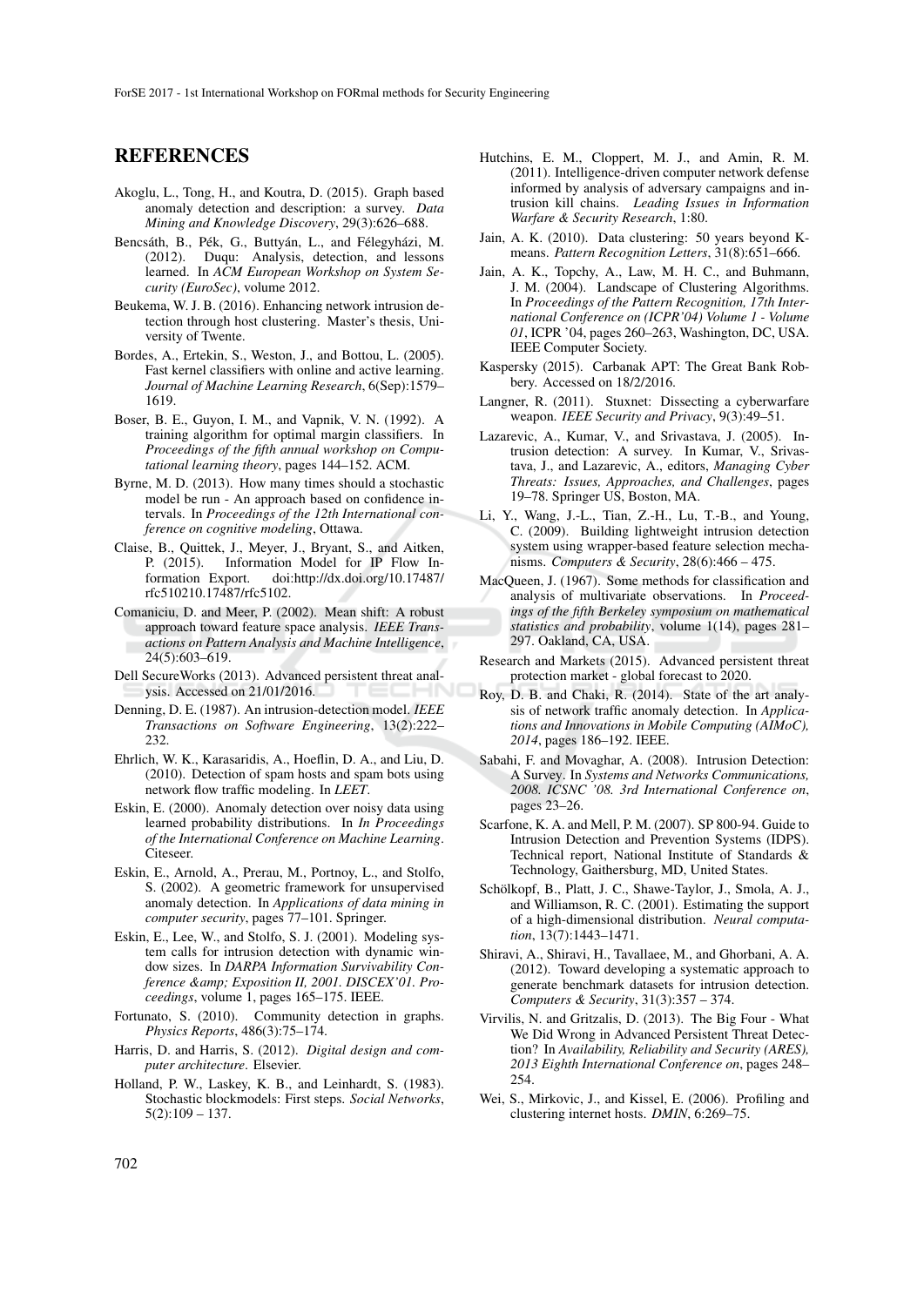## REFERENCES

Akoglu, L., Tong, H., and Koutra, D. (2015). Graph based anomaly detection and description: a survey. *Data Mining and Knowledge Discovery*, 29(3):626–688.

Bencsáth, B., Pék, G., Buttyán, L., and Félegyházi, M. (2012). Duqu: Analysis, detection, and lessons learned. In *ACM European Workshop on System Security (EuroSec)*, volume 2012.

Beukema, W. J. B. (2016). Enhancing network intrusion detection through host clustering. Master's thesis, University of Twente.

Bordes, A., Ertekin, S., Weston, J., and Bottou, L. (2005). Fast kernel classifiers with online and active learning. *Journal of Machine Learning Research*, 6(Sep):1579–1619.

Boser, B. E., Guyon, I. M., and Vapnik, V. N. (1992). A training algorithm for optimal margin classifiers. In *Proceedings of the fifth annual workshop on Computational learning theory*, pages 144–152. ACM.

Byrne, M. D. (2013). How many times should a stochastic model be run - An approach based on confidence intervals. In *Proceedings of the 12th International conference on cognitive modeling*, Ottawa.

Claise, B., Quittek, J., Meyer, J., Bryant, S., and Aitken, P. (2015). Information Model for IP Flow Information Export. doi:http://dx.doi.org/10.17487/rfc510210.17487/rfc5102.

Comaniciu, D. and Meer, P. (2002). Mean shift: A robust approach toward feature space analysis. *IEEE Transactions on Pattern Analysis and Machine Intelligence*, 24(5):603–619.

Dell SecureWorks (2013). Advanced persistent threat analysis. Accessed on 21/01/2016.

Denning, D. E. (1987). An intrusion-detection model. *IEEE Transactions on Software Engineering*, 13(2):222–232.

Ehrlich, W. K., Karasaridis, A., Hoeflin, D. A., and Liu, D. (2010). Detection of spam hosts and spam bots using network flow traffic modeling. In *LEET*.

Eskin, E. (2000). Anomaly detection over noisy data using learned probability distributions. In *In Proceedings of the International Conference on Machine Learning*. Citeseer.

Eskin, E., Arnold, A., Prerau, M., Portnoy, L., and Stolfo, S. (2002). A geometric framework for unsupervised anomaly detection. In *Applications of data mining in computer security*, pages 77–101. Springer.

Eskin, E., Lee, W., and Stolfo, S. J. (2001). Modeling system calls for intrusion detection with dynamic window sizes. In *DARPA Information Survivability Conference &amp; Exposition II, 2001. DISCEX'01. Proceedings*, volume 1, pages 165–175. IEEE.

Fortunato, S. (2010). Community detection in graphs. *Physics Reports*, 486(3):75–174.

Harris, D. and Harris, S. (2012). *Digital design and computer architecture*. Elsevier.

Holland, P. W., Laskey, K. B., and Leinhardt, S. (1983). Stochastic blockmodels: First steps. *Social Networks*, 5(2):109 – 137.

Hutchins, E. M., Cloppert, M. J., and Amin, R. M. (2011). Intelligence-driven computer network defense informed by analysis of adversary campaigns and intrusion kill chains. *Leading Issues in Information Warfare & Security Research*, 1:80.

Jain, A. K. (2010). Data clustering: 50 years beyond K-means. *Pattern Recognition Letters*, 31(8):651–666.

Jain, A. K., Topchy, A., Law, M. H. C., and Buhmann, J. M. (2004). Landscape of Clustering Algorithms. In *Proceedings of the Pattern Recognition, 17th International Conference on (ICPR'04) Volume 1 - Volume 01*, ICPR '04, pages 260–263, Washington, DC, USA. IEEE Computer Society.

Kaspersky (2015). Carbanak APT: The Great Bank Robbery. Accessed on 18/2/2016.

Langner, R. (2011). Stuxnet: Dissecting a cyberwarfare weapon. *IEEE Security and Privacy*, 9(3):49–51.

Lazarevic, A., Kumar, V., and Srivastava, J. (2005). Intrusion detection: A survey. In Kumar, V., Srivastava, J., and Lazarevic, A., editors, *Managing Cyber Threats: Issues, Approaches, and Challenges*, pages 19–78. Springer US, Boston, MA.

Li, Y., Wang, J.-L., Tian, Z.-H., Lu, T.-B., and Young, C. (2009). Building lightweight intrusion detection system using wrapper-based feature selection mechanisms. *Computers & Security*, 28(6):466 – 475.

MacQueen, J. (1967). Some methods for classification and analysis of multivariate observations. In *Proceedings of the fifth Berkeley symposium on mathematical statistics and probability*, volume 1(14), pages 281–297. Oakland, CA, USA.

Research and Markets (2015). Advanced persistent threat protection market - global forecast to 2020.

Roy, D. B. and Chaki, R. (2014). State of the art analysis of network traffic anomaly detection. In *Applications and Innovations in Mobile Computing (AIMoC), 2014*, pages 186–192. IEEE.

Sabahi, F. and Movaghar, A. (2008). Intrusion Detection: A Survey. In *Systems and Networks Communications, 2008. ICSNC '08. 3rd International Conference on*, pages 23–26.

Scarfone, K. A. and Mell, P. M. (2007). SP 800-94. Guide to Intrusion Detection and Prevention Systems (IDPS). Technical report, National Institute of Standards & Technology, Gaithersburg, MD, United States.

Schölkopf, B., Platt, J. C., Shawe-Taylor, J., Smola, A. J., and Williamson, R. C. (2001). Estimating the support of a high-dimensional distribution. *Neural computation*, 13(7):1443–1471.

Shiravi, A., Shiravi, H., Tavallaee, M., and Ghorbani, A. A. (2012). Toward developing a systematic approach to generate benchmark datasets for intrusion detection. *Computers & Security*, 31(3):357 – 374.

Virvilis, N. and Gritzalis, D. (2013). The Big Four - What We Did Wrong in Advanced Persistent Threat Detection? In *Availability, Reliability and Security (ARES), 2013 Eighth International Conference on*, pages 248–254.

Wei, S., Mirkovic, J., and Kissel, E. (2006). Profiling and clustering internet hosts. *DMIN*, 6:269–75.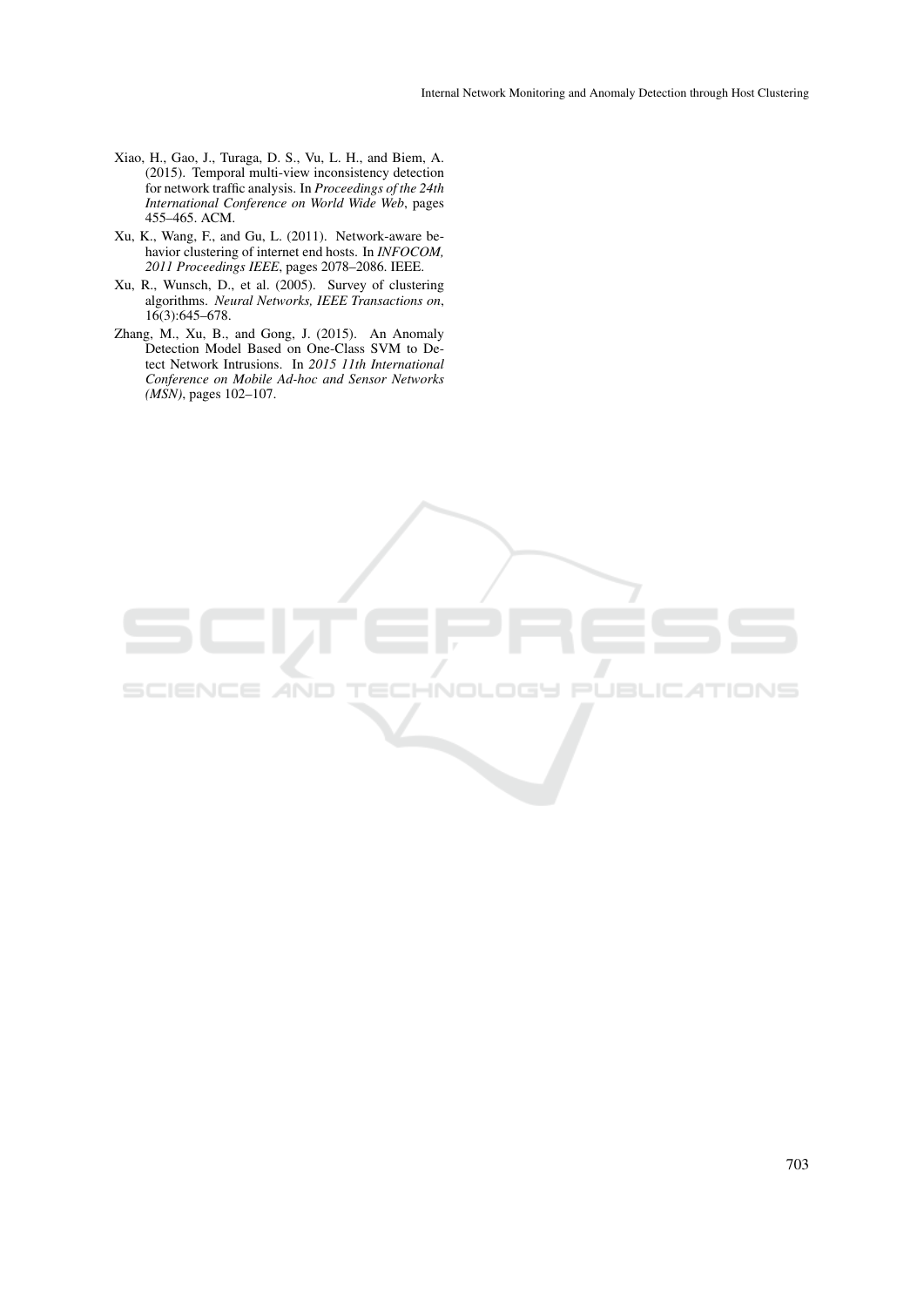Xiao, H., Gao, J., Turaga, D. S., Vu, L. H., and Biem, A. (2015). Temporal multi-view inconsistency detection for network traffic analysis. In *Proceedings of the 24th International Conference on World Wide Web*, pages 455–465. ACM.

Xu, K., Wang, F., and Gu, L. (2011). Network-aware behavior clustering of internet end hosts. In *INFOCOM, 2011 Proceedings IEEE*, pages 2078–2086. IEEE.

Xu, R., Wunsch, D., et al. (2005). Survey of clustering algorithms. *Neural Networks, IEEE Transactions on*, 16(3):645–678.

Zhang, M., Xu, B., and Gong, J. (2015). An Anomaly Detection Model Based on One-Class SVM to Detect Network Intrusions. In *2015 11th International Conference on Mobile Ad-hoc and Sensor Networks (MSN)*, pages 102–107.